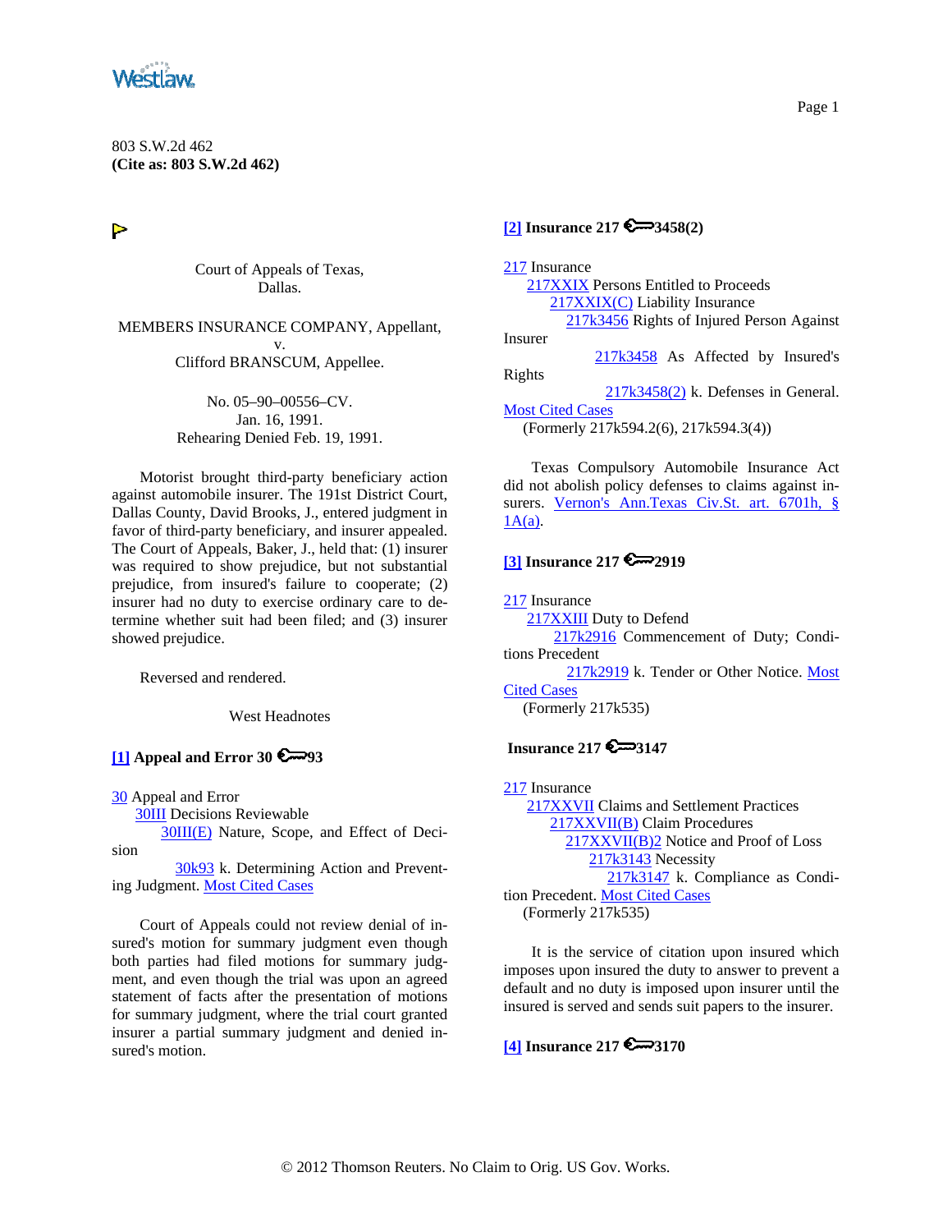803 S.W.2d 462
**(Cite as: 803 S.W.2d 462)**

Court of Appeals of Texas,
Dallas.

MEMBERS INSURANCE COMPANY, Appellant,
v.
Clifford BRANSCUM, Appellee.

No. 05–90–00556–CV.
Jan. 16, 1991.
Rehearing Denied Feb. 19, 1991.

Motorist brought third-party beneficiary action against automobile insurer. The 191st District Court, Dallas County, David Brooks, J., entered judgment in favor of third-party beneficiary, and insurer appealed. The Court of Appeals, Baker, J., held that: (1) insurer was required to show prejudice, but not substantial prejudice, from insured's failure to cooperate; (2) insurer had no duty to exercise ordinary care to determine whether suit had been filed; and (3) insurer showed prejudice.

Reversed and rendered.

West Headnotes

**[1] Appeal and Error 30 ⚷93**

30 Appeal and Error
30III Decisions Reviewable
30III(E) Nature, Scope, and Effect of Decision
30k93 k. Determining Action and Preventing Judgment. Most Cited Cases

Court of Appeals could not review denial of insured's motion for summary judgment even though both parties had filed motions for summary judgment, and even though the trial was upon an agreed statement of facts after the presentation of motions for summary judgment, where the trial court granted insurer a partial summary judgment and denied insured's motion.

**[2] Insurance 217 ⚷3458(2)**

217 Insurance
217XXIX Persons Entitled to Proceeds
217XXIX(C) Liability Insurance
217k3456 Rights of Injured Person Against Insurer
217k3458 As Affected by Insured's Rights
217k3458(2) k. Defenses in General. Most Cited Cases
(Formerly 217k594.2(6), 217k594.3(4))

Texas Compulsory Automobile Insurance Act did not abolish policy defenses to claims against insurers. Vernon's Ann.Texas Civ.St. art. 6701h, § 1A(a).

**[3] Insurance 217 ⚷2919**

217 Insurance
217XXIII Duty to Defend
217k2916 Commencement of Duty; Conditions Precedent
217k2919 k. Tender or Other Notice. Most Cited Cases
(Formerly 217k535)

**Insurance 217 ⚷3147**

217 Insurance
217XXVII Claims and Settlement Practices
217XXVII(B) Claim Procedures
217XXVII(B)2 Notice and Proof of Loss
217k3143 Necessity
217k3147 k. Compliance as Condition Precedent. Most Cited Cases
(Formerly 217k535)

It is the service of citation upon insured which imposes upon insured the duty to answer to prevent a default and no duty is imposed upon insurer until the insured is served and sends suit papers to the insurer.

**[4] Insurance 217 ⚷3170**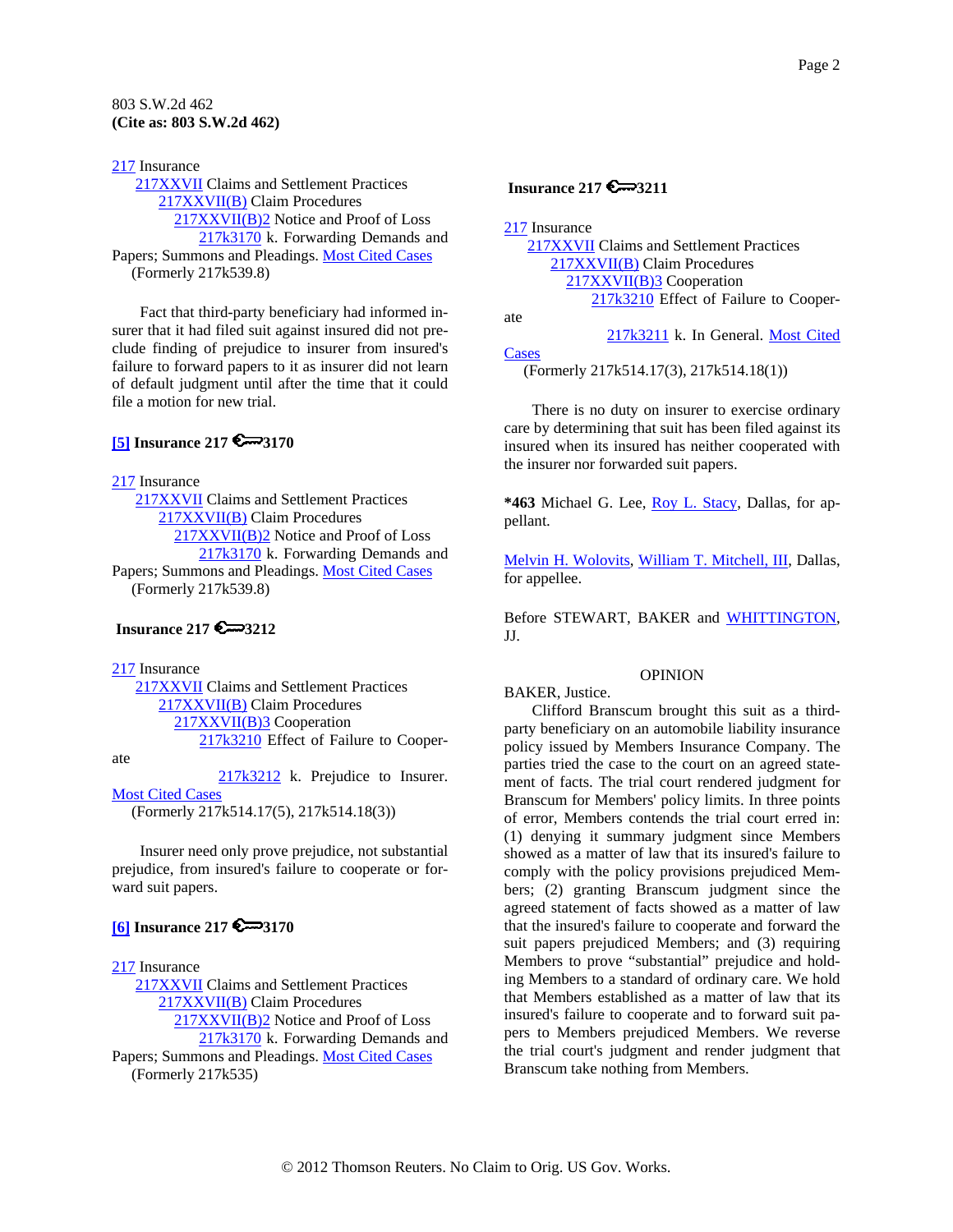803 S.W.2d 462
**(Cite as: 803 S.W.2d 462)**

217 Insurance
217XXVII Claims and Settlement Practices
217XXVII(B) Claim Procedures
217XXVII(B)2 Notice and Proof of Loss
217k3170 k. Forwarding Demands and Papers; Summons and Pleadings. Most Cited Cases
(Formerly 217k539.8)

Fact that third-party beneficiary had informed insurer that it had filed suit against insured did not preclude finding of prejudice to insurer from insured's failure to forward papers to it as insurer did not learn of default judgment until after the time that it could file a motion for new trial.

**[5] Insurance 217 ⚷3170**

217 Insurance
217XXVII Claims and Settlement Practices
217XXVII(B) Claim Procedures
217XXVII(B)2 Notice and Proof of Loss
217k3170 k. Forwarding Demands and Papers; Summons and Pleadings. Most Cited Cases
(Formerly 217k539.8)

**Insurance 217 ⚷3212**

217 Insurance
217XXVII Claims and Settlement Practices
217XXVII(B) Claim Procedures
217XXVII(B)3 Cooperation
217k3210 Effect of Failure to Cooperate
217k3212 k. Prejudice to Insurer. Most Cited Cases
(Formerly 217k514.17(5), 217k514.18(3))

Insurer need only prove prejudice, not substantial prejudice, from insured's failure to cooperate or forward suit papers.

**[6] Insurance 217 ⚷3170**

217 Insurance
217XXVII Claims and Settlement Practices
217XXVII(B) Claim Procedures
217XXVII(B)2 Notice and Proof of Loss
217k3170 k. Forwarding Demands and Papers; Summons and Pleadings. Most Cited Cases
(Formerly 217k535)

**Insurance 217 ⚷3211**

217 Insurance
217XXVII Claims and Settlement Practices
217XXVII(B) Claim Procedures
217XXVII(B)3 Cooperation
217k3210 Effect of Failure to Cooperate
217k3211 k. In General. Most Cited Cases
(Formerly 217k514.17(3), 217k514.18(1))

There is no duty on insurer to exercise ordinary care by determining that suit has been filed against its insured when its insured has neither cooperated with the insurer nor forwarded suit papers.

***463** Michael G. Lee, Roy L. Stacy, Dallas, for appellant.

Melvin H. Wolovits, William T. Mitchell, III, Dallas, for appellee.

Before STEWART, BAKER and WHITTINGTON, JJ.

## OPINION

BAKER, Justice.

Clifford Branscum brought this suit as a third-party beneficiary on an automobile liability insurance policy issued by Members Insurance Company. The parties tried the case to the court on an agreed statement of facts. The trial court rendered judgment for Branscum for Members' policy limits. In three points of error, Members contends the trial court erred in: (1) denying it summary judgment since Members showed as a matter of law that its insured's failure to comply with the policy provisions prejudiced Members; (2) granting Branscum judgment since the agreed statement of facts showed as a matter of law that the insured's failure to cooperate and forward the suit papers prejudiced Members; and (3) requiring Members to prove "substantial" prejudice and holding Members to a standard of ordinary care. We hold that Members established as a matter of law that its insured's failure to cooperate and to forward suit papers to Members prejudiced Members. We reverse the trial court's judgment and render judgment that Branscum take nothing from Members.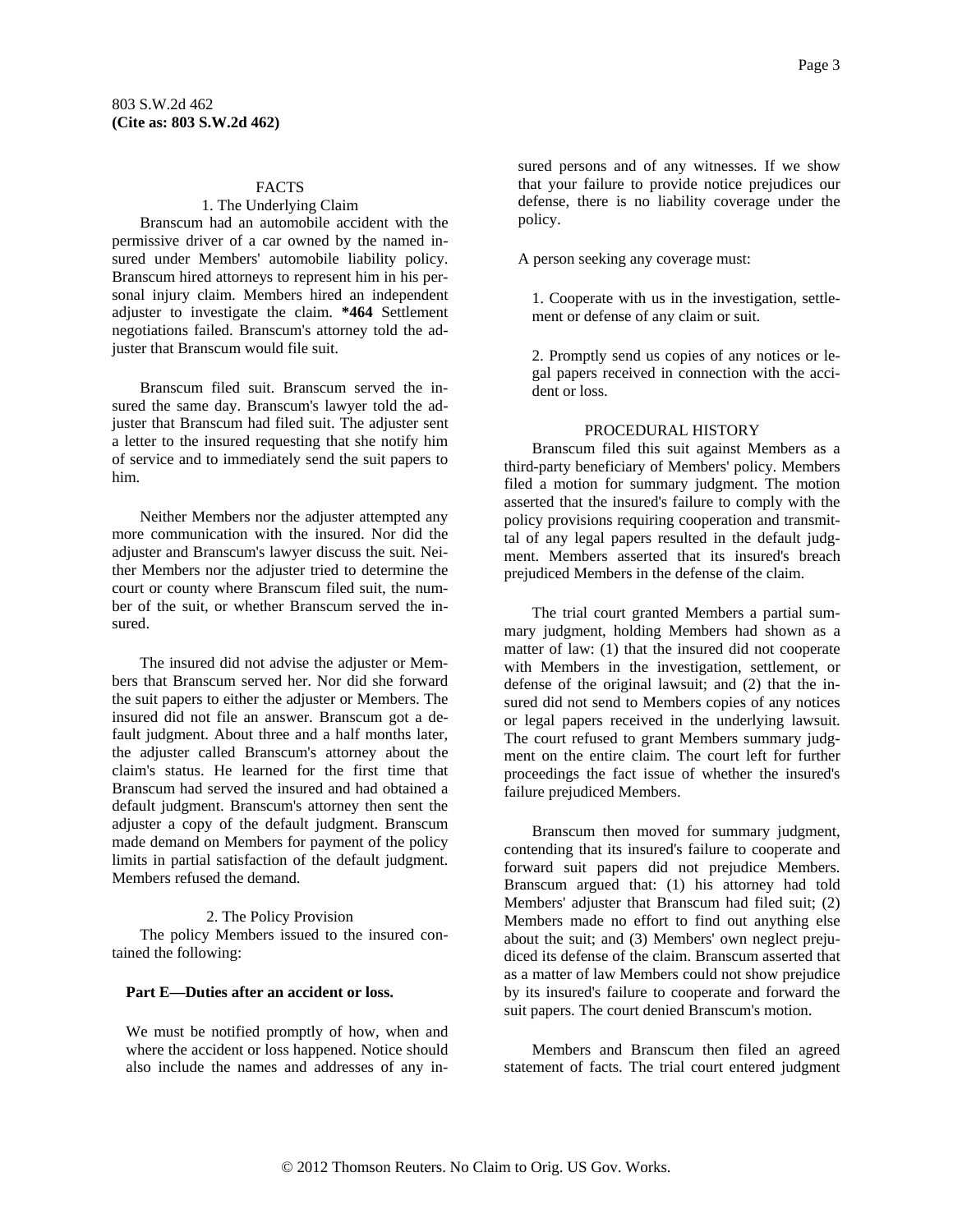## FACTS

### 1. The Underlying Claim

Branscum had an automobile accident with the permissive driver of a car owned by the named insured under Members' automobile liability policy. Branscum hired attorneys to represent him in his personal injury claim. Members hired an independent adjuster to investigate the claim. **\*464** Settlement negotiations failed. Branscum's attorney told the adjuster that Branscum would file suit.

Branscum filed suit. Branscum served the insured the same day. Branscum's lawyer told the adjuster that Branscum had filed suit. The adjuster sent a letter to the insured requesting that she notify him of service and to immediately send the suit papers to him.

Neither Members nor the adjuster attempted any more communication with the insured. Nor did the adjuster and Branscum's lawyer discuss the suit. Neither Members nor the adjuster tried to determine the court or county where Branscum filed suit, the number of the suit, or whether Branscum served the insured.

The insured did not advise the adjuster or Members that Branscum served her. Nor did she forward the suit papers to either the adjuster or Members. The insured did not file an answer. Branscum got a default judgment. About three and a half months later, the adjuster called Branscum's attorney about the claim's status. He learned for the first time that Branscum had served the insured and had obtained a default judgment. Branscum's attorney then sent the adjuster a copy of the default judgment. Branscum made demand on Members for payment of the policy limits in partial satisfaction of the default judgment. Members refused the demand.

### 2. The Policy Provision

The policy Members issued to the insured contained the following:

**Part E—Duties after an accident or loss.**

We must be notified promptly of how, when and where the accident or loss happened. Notice should also include the names and addresses of any insured persons and of any witnesses. If we show that your failure to provide notice prejudices our defense, there is no liability coverage under the policy.

A person seeking any coverage must:

1. Cooperate with us in the investigation, settlement or defense of any claim or suit.

2. Promptly send us copies of any notices or legal papers received in connection with the accident or loss.

## PROCEDURAL HISTORY

Branscum filed this suit against Members as a third-party beneficiary of Members' policy. Members filed a motion for summary judgment. The motion asserted that the insured's failure to comply with the policy provisions requiring cooperation and transmittal of any legal papers resulted in the default judgment. Members asserted that its insured's breach prejudiced Members in the defense of the claim.

The trial court granted Members a partial summary judgment, holding Members had shown as a matter of law: (1) that the insured did not cooperate with Members in the investigation, settlement, or defense of the original lawsuit; and (2) that the insured did not send to Members copies of any notices or legal papers received in the underlying lawsuit. The court refused to grant Members summary judgment on the entire claim. The court left for further proceedings the fact issue of whether the insured's failure prejudiced Members.

Branscum then moved for summary judgment, contending that its insured's failure to cooperate and forward suit papers did not prejudice Members. Branscum argued that: (1) his attorney had told Members' adjuster that Branscum had filed suit; (2) Members made no effort to find out anything else about the suit; and (3) Members' own neglect prejudiced its defense of the claim. Branscum asserted that as a matter of law Members could not show prejudice by its insured's failure to cooperate and forward the suit papers. The court denied Branscum's motion.

Members and Branscum then filed an agreed statement of facts. The trial court entered judgment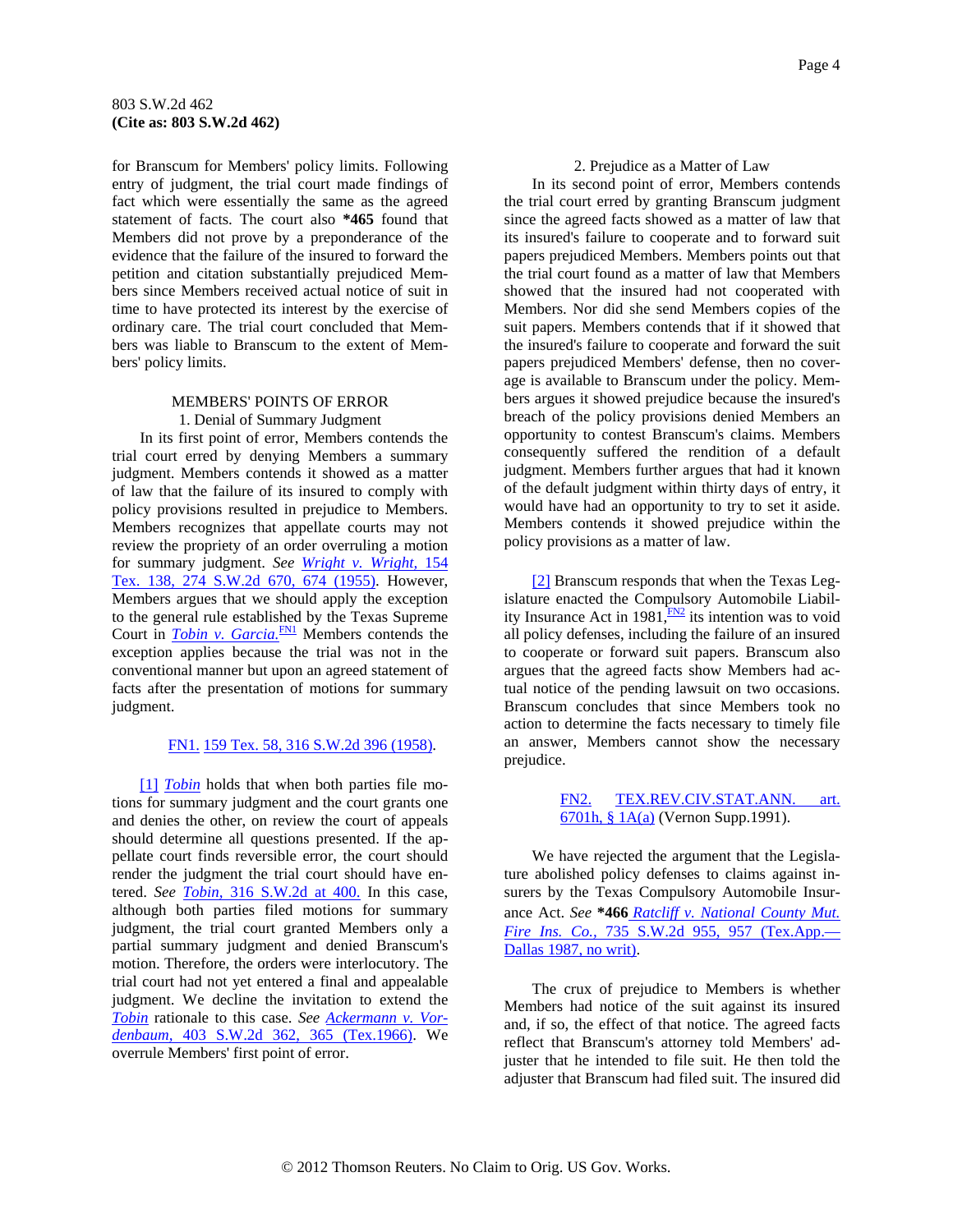for Branscum for Members' policy limits. Following entry of judgment, the trial court made findings of fact which were essentially the same as the agreed statement of facts. The court also **\*465** found that Members did not prove by a preponderance of the evidence that the failure of the insured to forward the petition and citation substantially prejudiced Members since Members received actual notice of suit in time to have protected its interest by the exercise of ordinary care. The trial court concluded that Members was liable to Branscum to the extent of Members' policy limits.

MEMBERS' POINTS OF ERROR

1. Denial of Summary Judgment

In its first point of error, Members contends the trial court erred by denying Members a summary judgment. Members contends it showed as a matter of law that the failure of its insured to comply with policy provisions resulted in prejudice to Members. Members recognizes that appellate courts may not review the propriety of an order overruling a motion for summary judgment. *See Wright v. Wright,* 154 Tex. 138, 274 S.W.2d 670, 674 (1955). However, Members argues that we should apply the exception to the general rule established by the Texas Supreme Court in *Tobin v. Garcia.*[FN1] Members contends the exception applies because the trial was not in the conventional manner but upon an agreed statement of facts after the presentation of motions for summary judgment.

FN1. 159 Tex. 58, 316 S.W.2d 396 (1958).

[1] *Tobin* holds that when both parties file motions for summary judgment and the court grants one and denies the other, on review the court of appeals should determine all questions presented. If the appellate court finds reversible error, the court should render the judgment the trial court should have entered. *See Tobin,* 316 S.W.2d at 400. In this case, although both parties filed motions for summary judgment, the trial court granted Members only a partial summary judgment and denied Branscum's motion. Therefore, the orders were interlocutory. The trial court had not yet entered a final and appealable judgment. We decline the invitation to extend the *Tobin* rationale to this case. *See Ackermann v. Vordenbaum,* 403 S.W.2d 362, 365 (Tex.1966). We overrule Members' first point of error.

2. Prejudice as a Matter of Law

In its second point of error, Members contends the trial court erred by granting Branscum judgment since the agreed facts showed as a matter of law that its insured's failure to cooperate and to forward suit papers prejudiced Members. Members points out that the trial court found as a matter of law that Members showed that the insured had not cooperated with Members. Nor did she send Members copies of the suit papers. Members contends that if it showed that the insured's failure to cooperate and forward the suit papers prejudiced Members' defense, then no coverage is available to Branscum under the policy. Members argues it showed prejudice because the insured's breach of the policy provisions denied Members an opportunity to contest Branscum's claims. Members consequently suffered the rendition of a default judgment. Members further argues that had it known of the default judgment within thirty days of entry, it would have had an opportunity to try to set it aside. Members contends it showed prejudice within the policy provisions as a matter of law.

[2] Branscum responds that when the Texas Legislature enacted the Compulsory Automobile Liability Insurance Act in 1981,[FN2] its intention was to void all policy defenses, including the failure of an insured to cooperate or forward suit papers. Branscum also argues that the agreed facts show Members had actual notice of the pending lawsuit on two occasions. Branscum concludes that since Members took no action to determine the facts necessary to timely file an answer, Members cannot show the necessary prejudice.

FN2. TEX.REV.CIV.STAT.ANN. art. 6701h, § 1A(a) (Vernon Supp.1991).

We have rejected the argument that the Legislature abolished policy defenses to claims against insurers by the Texas Compulsory Automobile Insurance Act. *See* **\*466** *Ratcliff v. National County Mut. Fire Ins. Co.,* 735 S.W.2d 955, 957 (Tex.App.—Dallas 1987, no writ).

The crux of prejudice to Members is whether Members had notice of the suit against its insured and, if so, the effect of that notice. The agreed facts reflect that Branscum's attorney told Members' adjuster that he intended to file suit. He then told the adjuster that Branscum had filed suit. The insured did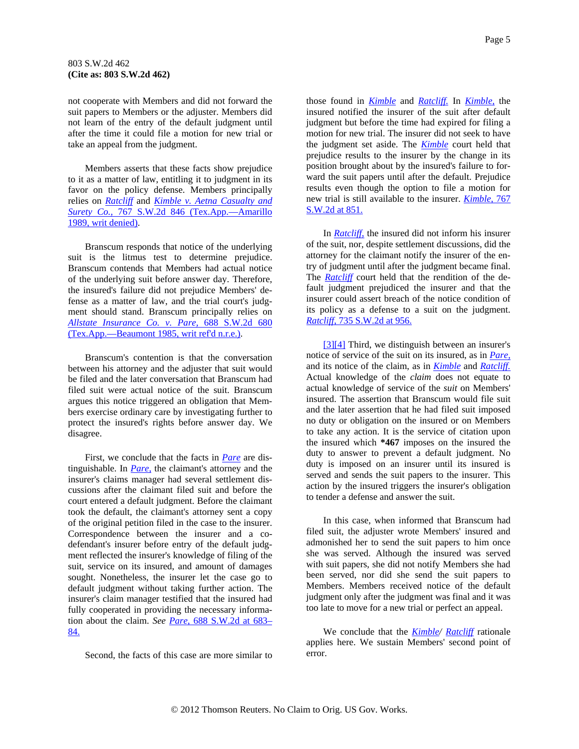not cooperate with Members and did not forward the suit papers to Members or the adjuster. Members did not learn of the entry of the default judgment until after the time it could file a motion for new trial or take an appeal from the judgment.

Members asserts that these facts show prejudice to it as a matter of law, entitling it to judgment in its favor on the policy defense. Members principally relies on *Ratcliff* and *Kimble v. Aetna Casualty and Surety Co.,* 767 S.W.2d 846 (Tex.App.—Amarillo 1989, writ denied).

Branscum responds that notice of the underlying suit is the litmus test to determine prejudice. Branscum contends that Members had actual notice of the underlying suit before answer day. Therefore, the insured's failure did not prejudice Members' defense as a matter of law, and the trial court's judgment should stand. Branscum principally relies on *Allstate Insurance Co. v. Pare,* 688 S.W.2d 680 (Tex.App.—Beaumont 1985, writ ref'd n.r.e.).

Branscum's contention is that the conversation between his attorney and the adjuster that suit would be filed and the later conversation that Branscum had filed suit were actual notice of the suit. Branscum argues this notice triggered an obligation that Members exercise ordinary care by investigating further to protect the insured's rights before answer day. We disagree.

First, we conclude that the facts in *Pare* are distinguishable. In *Pare,* the claimant's attorney and the insurer's claims manager had several settlement discussions after the claimant filed suit and before the court entered a default judgment. Before the claimant took the default, the claimant's attorney sent a copy of the original petition filed in the case to the insurer. Correspondence between the insurer and a co-defendant's insurer before entry of the default judgment reflected the insurer's knowledge of filing of the suit, service on its insured, and amount of damages sought. Nonetheless, the insurer let the case go to default judgment without taking further action. The insurer's claim manager testified that the insured had fully cooperated in providing the necessary information about the claim. *See* *Pare,* 688 S.W.2d at 683–84.

Second, the facts of this case are more similar to those found in *Kimble* and *Ratcliff.* In *Kimble,* the insured notified the insurer of the suit after default judgment but before the time had expired for filing a motion for new trial. The insurer did not seek to have the judgment set aside. The *Kimble* court held that prejudice results to the insurer by the change in its position brought about by the insured's failure to forward the suit papers until after the default. Prejudice results even though the option to file a motion for new trial is still available to the insurer. *Kimble,* 767 S.W.2d at 851.

In *Ratcliff,* the insured did not inform his insurer of the suit, nor, despite settlement discussions, did the attorney for the claimant notify the insurer of the entry of judgment until after the judgment became final. The *Ratcliff* court held that the rendition of the default judgment prejudiced the insurer and that the insurer could assert breach of the notice condition of its policy as a defense to a suit on the judgment. *Ratcliff,* 735 S.W.2d at 956.

[3][4] Third, we distinguish between an insurer's notice of service of the suit on its insured, as in *Pare,* and its notice of the claim, as in *Kimble* and *Ratcliff.* Actual knowledge of the *claim* does not equate to actual knowledge of service of the *suit* on Members' insured. The assertion that Branscum would file suit and the later assertion that he had filed suit imposed no duty or obligation on the insured or on Members to take any action. It is the service of citation upon the insured which **\*467** imposes on the insured the duty to answer to prevent a default judgment. No duty is imposed on an insurer until its insured is served and sends the suit papers to the insurer. This action by the insured triggers the insurer's obligation to tender a defense and answer the suit.

In this case, when informed that Branscum had filed suit, the adjuster wrote Members' insured and admonished her to send the suit papers to him once she was served. Although the insured was served with suit papers, she did not notify Members she had been served, nor did she send the suit papers to Members. Members received notice of the default judgment only after the judgment was final and it was too late to move for a new trial or perfect an appeal.

We conclude that the *Kimble/ Ratcliff* rationale applies here. We sustain Members' second point of error.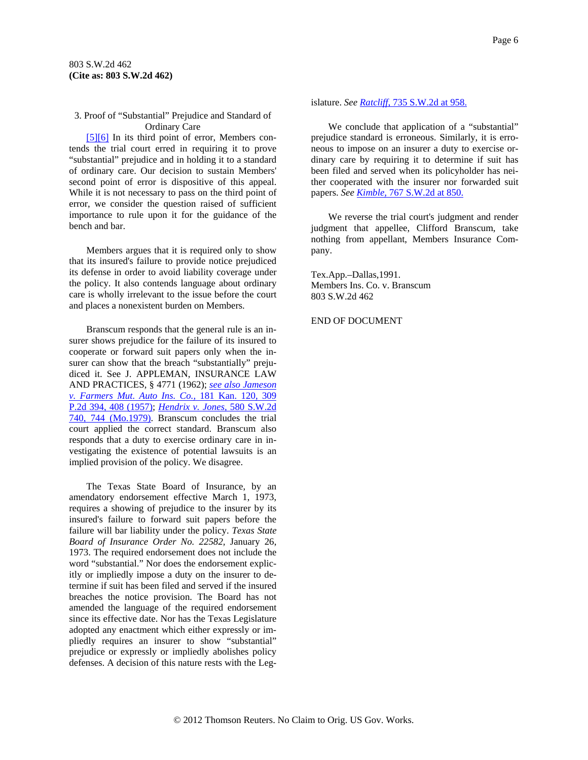### 3. Proof of "Substantial" Prejudice and Standard of Ordinary Care

[5][6] In its third point of error, Members contends the trial court erred in requiring it to prove "substantial" prejudice and in holding it to a standard of ordinary care. Our decision to sustain Members' second point of error is dispositive of this appeal. While it is not necessary to pass on the third point of error, we consider the question raised of sufficient importance to rule upon it for the guidance of the bench and bar.

Members argues that it is required only to show that its insured's failure to provide notice prejudiced its defense in order to avoid liability coverage under the policy. It also contends language about ordinary care is wholly irrelevant to the issue before the court and places a nonexistent burden on Members.

Branscum responds that the general rule is an insurer shows prejudice for the failure of its insured to cooperate or forward suit papers only when the insurer can show that the breach "substantially" prejudiced it. See J. APPLEMAN, INSURANCE LAW AND PRACTICES, § 4771 (1962); *see also Jameson v. Farmers Mut. Auto Ins. Co.,* 181 Kan. 120, 309 P.2d 394, 408 (1957); *Hendrix v. Jones,* 580 S.W.2d 740, 744 (Mo.1979). Branscum concludes the trial court applied the correct standard. Branscum also responds that a duty to exercise ordinary care in investigating the existence of potential lawsuits is an implied provision of the policy. We disagree.

The Texas State Board of Insurance, by an amendatory endorsement effective March 1, 1973, requires a showing of prejudice to the insurer by its insured's failure to forward suit papers before the failure will bar liability under the policy. *Texas State Board of Insurance Order No. 22582,* January 26, 1973. The required endorsement does not include the word "substantial." Nor does the endorsement explicitly or impliedly impose a duty on the insurer to determine if suit has been filed and served if the insured breaches the notice provision. The Board has not amended the language of the required endorsement since its effective date. Nor has the Texas Legislature adopted any enactment which either expressly or impliedly requires an insurer to show "substantial" prejudice or expressly or impliedly abolishes policy defenses. A decision of this nature rests with the Legislature. *See Ratcliff,* 735 S.W.2d at 958.

We conclude that application of a "substantial" prejudice standard is erroneous. Similarly, it is erroneous to impose on an insurer a duty to exercise ordinary care by requiring it to determine if suit has been filed and served when its policyholder has neither cooperated with the insurer nor forwarded suit papers. *See Kimble,* 767 S.W.2d at 850.

We reverse the trial court's judgment and render judgment that appellee, Clifford Branscum, take nothing from appellant, Members Insurance Company.

Tex.App.–Dallas,1991.
Members Ins. Co. v. Branscum
803 S.W.2d 462

END OF DOCUMENT